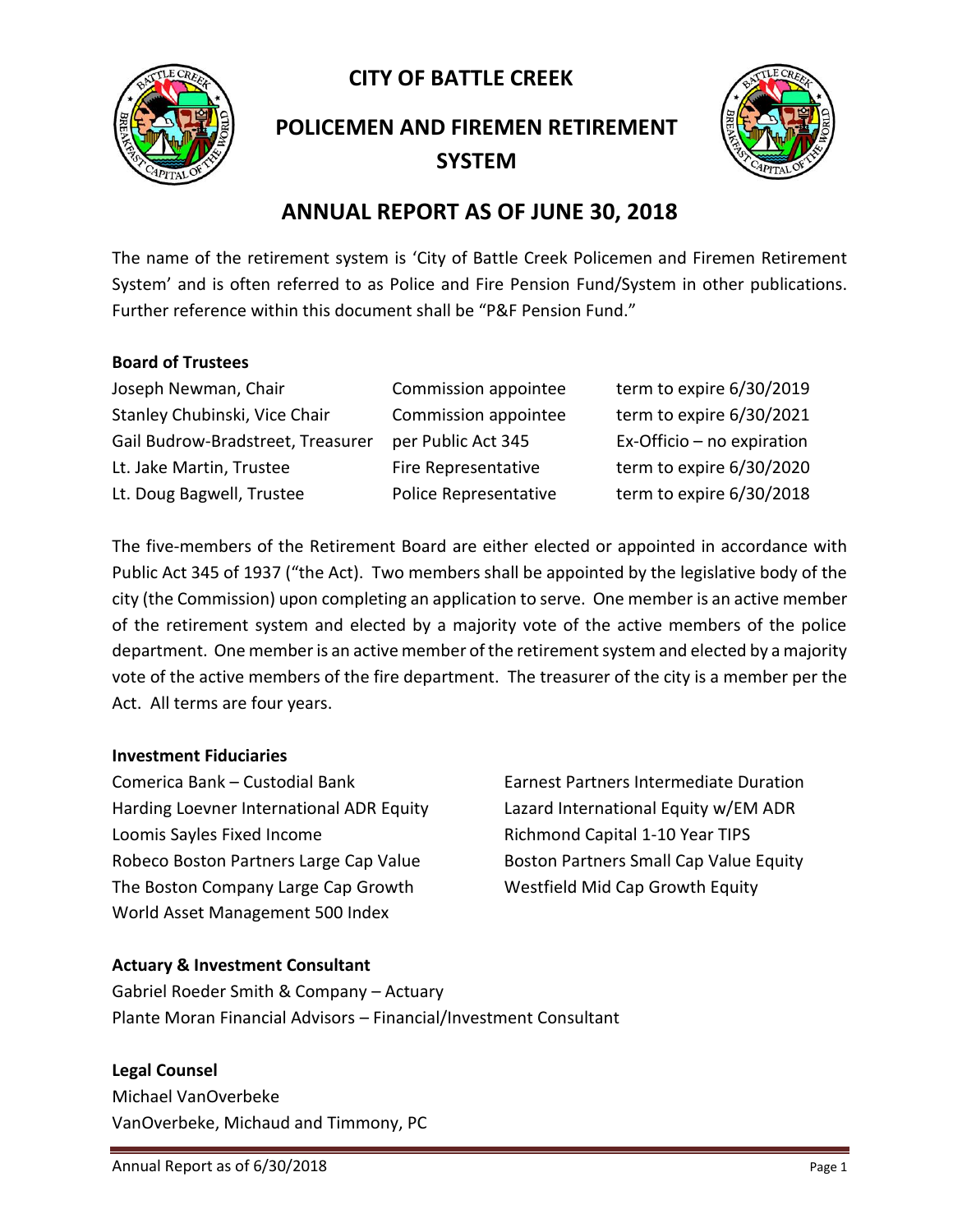# CITY OF BATTLE CREEK

# POLICEMEN AND FIREMEN RETIREMENT SYSTEM

## ANNUAL REPORT AS OF JUNE 30, 2018

The name of the retirement system is 'City of Battle Creek Policemen and Firemen Retirement System' and is often referred to as Police and Fire Pension Fund/System in other publications. Further reference within this document shall be "P&F Pension Fund."

### Board of Trustees

| | | |
|---|---|---|
| Joseph Newman, Chair | Commission appointee | term to expire 6/30/2019 |
| Stanley Chubinski, Vice Chair | Commission appointee | term to expire 6/30/2021 |
| Gail Budrow-Bradstreet, Treasurer | per Public Act 345 | Ex-Officio – no expiration |
| Lt. Jake Martin, Trustee | Fire Representative | term to expire 6/30/2020 |
| Lt. Doug Bagwell, Trustee | Police Representative | term to expire 6/30/2018 |

The five-members of the Retirement Board are either elected or appointed in accordance with Public Act 345 of 1937 ("the Act). Two members shall be appointed by the legislative body of the city (the Commission) upon completing an application to serve. One member is an active member of the retirement system and elected by a majority vote of the active members of the police department. One member is an active member of the retirement system and elected by a majority vote of the active members of the fire department. The treasurer of the city is a member per the Act. All terms are four years.

### Investment Fiduciaries

Comerica Bank – Custodial Bank
Harding Loevner International ADR Equity
Loomis Sayles Fixed Income
Robeco Boston Partners Large Cap Value
The Boston Company Large Cap Growth
World Asset Management 500 Index
Earnest Partners Intermediate Duration
Lazard International Equity w/EM ADR
Richmond Capital 1-10 Year TIPS
Boston Partners Small Cap Value Equity
Westfield Mid Cap Growth Equity

### Actuary & Investment Consultant

Gabriel Roeder Smith & Company – Actuary
Plante Moran Financial Advisors – Financial/Investment Consultant

### Legal Counsel

Michael VanOverbeke
VanOverbeke, Michaud and Timmony, PC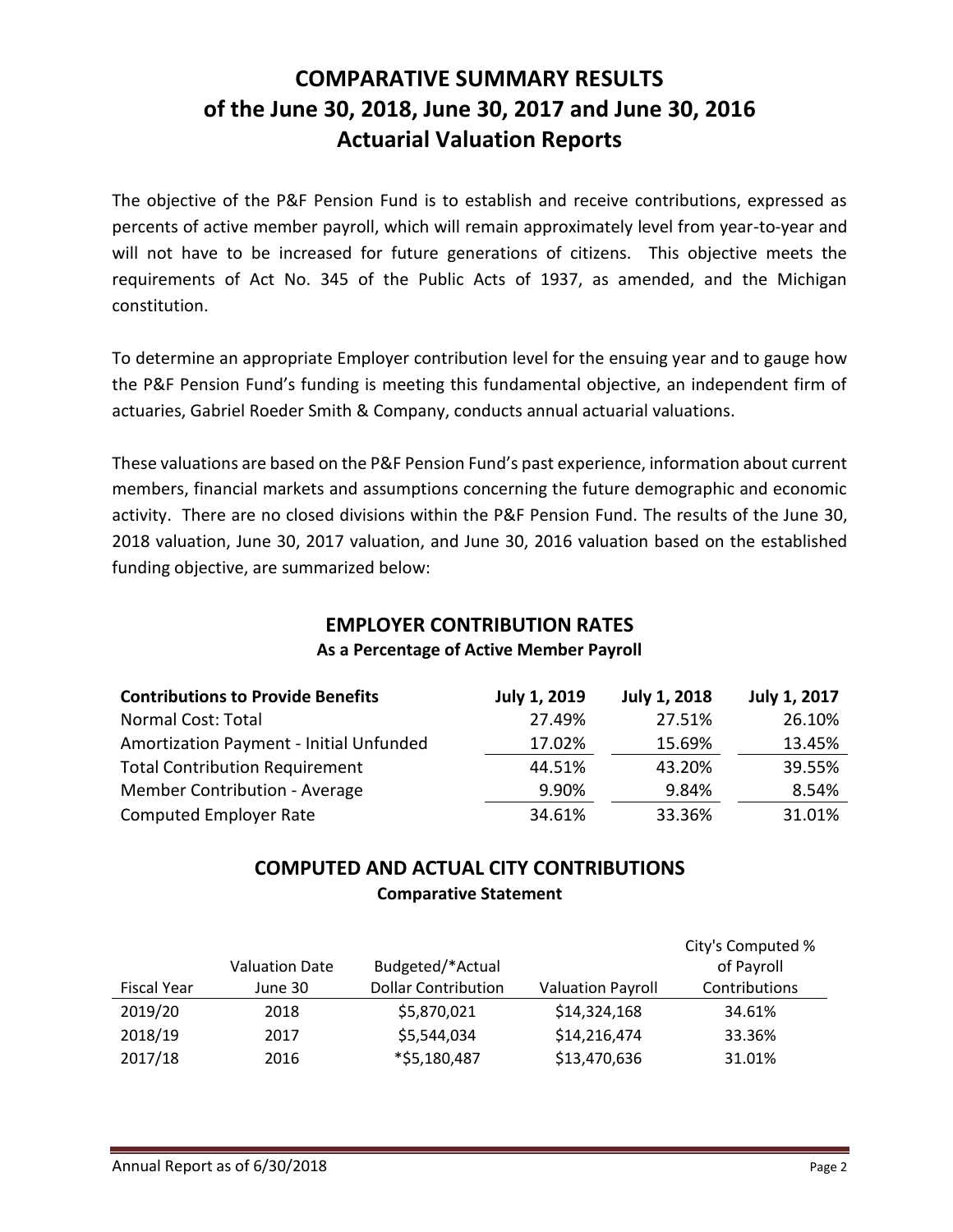# COMPARATIVE SUMMARY RESULTS of the June 30, 2018, June 30, 2017 and June 30, 2016 Actuarial Valuation Reports

The objective of the P&F Pension Fund is to establish and receive contributions, expressed as percents of active member payroll, which will remain approximately level from year-to-year and will not have to be increased for future generations of citizens. This objective meets the requirements of Act No. 345 of the Public Acts of 1937, as amended, and the Michigan constitution.

To determine an appropriate Employer contribution level for the ensuing year and to gauge how the P&F Pension Fund's funding is meeting this fundamental objective, an independent firm of actuaries, Gabriel Roeder Smith & Company, conducts annual actuarial valuations.

These valuations are based on the P&F Pension Fund's past experience, information about current members, financial markets and assumptions concerning the future demographic and economic activity. There are no closed divisions within the P&F Pension Fund. The results of the June 30, 2018 valuation, June 30, 2017 valuation, and June 30, 2016 valuation based on the established funding objective, are summarized below:

## EMPLOYER CONTRIBUTION RATES

**As a Percentage of Active Member Payroll**

| **Contributions to Provide Benefits** | **July 1, 2019** | **July 1, 2018** | **July 1, 2017** |
|---|---|---|---|
| Normal Cost: Total | 27.49% | 27.51% | 26.10% |
| Amortization Payment - Initial Unfunded | 17.02% | 15.69% | 13.45% |
| Total Contribution Requirement | 44.51% | 43.20% | 39.55% |
| Member Contribution - Average | 9.90% | 9.84% | 8.54% |
| Computed Employer Rate | 34.61% | 33.36% | 31.01% |

## COMPUTED AND ACTUAL CITY CONTRIBUTIONS

**Comparative Statement**

| Fiscal Year | Valuation Date June 30 | Budgeted/*Actual Dollar Contribution | Valuation Payroll | City's Computed % of Payroll Contributions |
|---|---|---|---|---|
| 2019/20 | 2018 | $5,870,021 | $14,324,168 | 34.61% |
| 2018/19 | 2017 | $5,544,034 | $14,216,474 | 33.36% |
| 2017/18 | 2016 | *$5,180,487 | $13,470,636 | 31.01% |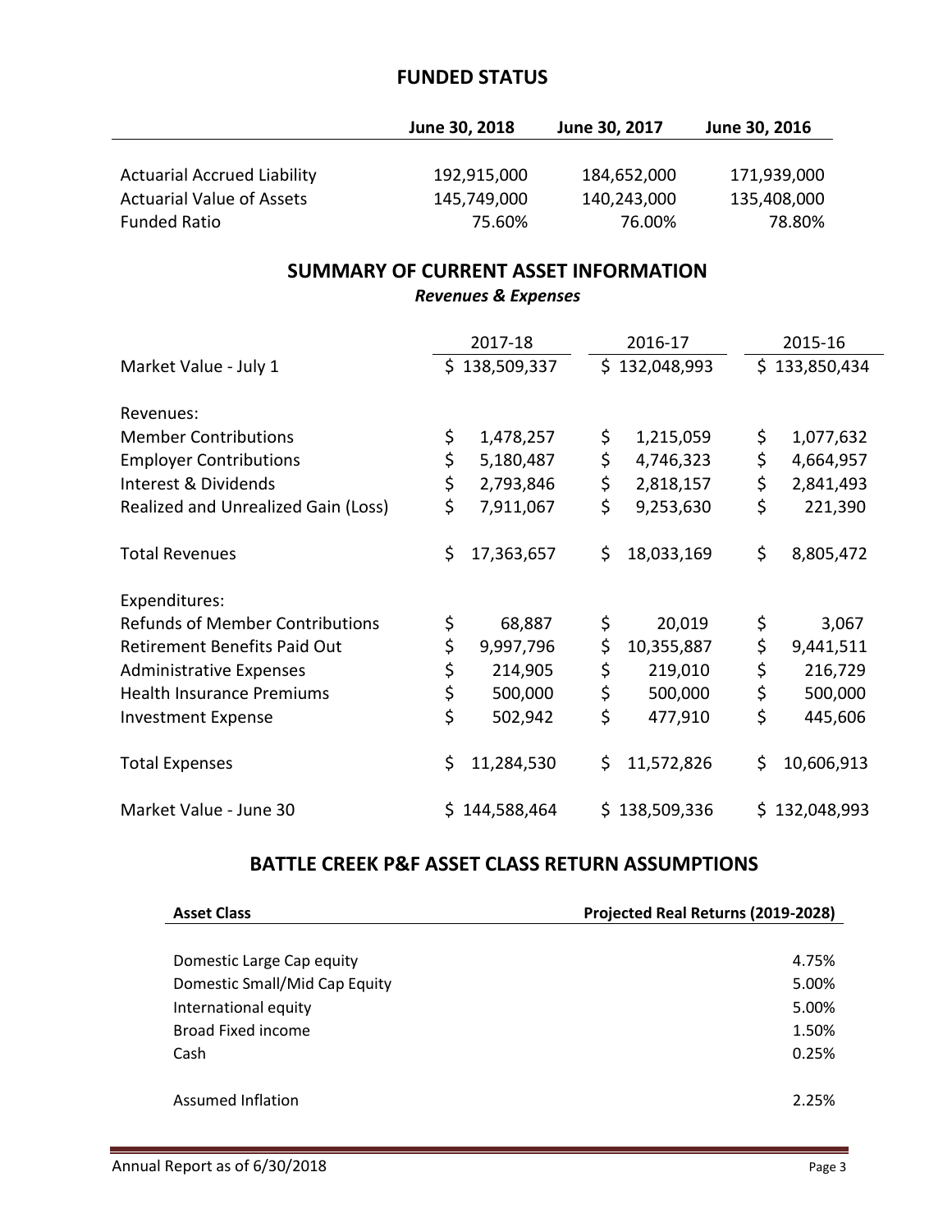## FUNDED STATUS

| | June 30, 2018 | June 30, 2017 | June 30, 2016 |
|---|---|---|---|
| Actuarial Accrued Liability | 192,915,000 | 184,652,000 | 171,939,000 |
| Actuarial Value of Assets | 145,749,000 | 140,243,000 | 135,408,000 |
| Funded Ratio | 75.60% | 76.00% | 78.80% |

## SUMMARY OF CURRENT ASSET INFORMATION

***Revenues & Expenses***

| | 2017-18 | 2016-17 | 2015-16 |
|---|---|---|---|
| Market Value - July 1 | $ 138,509,337 | $ 132,048,993 | $ 133,850,434 |
| | | | |
| Revenues: | | | |
| Member Contributions | $ 1,478,257 | $ 1,215,059 | $ 1,077,632 |
| Employer Contributions | $ 5,180,487 | $ 4,746,323 | $ 4,664,957 |
| Interest & Dividends | $ 2,793,846 | $ 2,818,157 | $ 2,841,493 |
| Realized and Unrealized Gain (Loss) | $ 7,911,067 | $ 9,253,630 | $ 221,390 |
| | | | |
| Total Revenues | $ 17,363,657 | $ 18,033,169 | $ 8,805,472 |
| | | | |
| Expenditures: | | | |
| Refunds of Member Contributions | $ 68,887 | $ 20,019 | $ 3,067 |
| Retirement Benefits Paid Out | $ 9,997,796 | $ 10,355,887 | $ 9,441,511 |
| Administrative Expenses | $ 214,905 | $ 219,010 | $ 216,729 |
| Health Insurance Premiums | $ 500,000 | $ 500,000 | $ 500,000 |
| Investment Expense | $ 502,942 | $ 477,910 | $ 445,606 |
| | | | |
| Total Expenses | $ 11,284,530 | $ 11,572,826 | $ 10,606,913 |
| | | | |
| Market Value - June 30 | $ 144,588,464 | $ 138,509,336 | $ 132,048,993 |

## BATTLE CREEK P&F ASSET CLASS RETURN ASSUMPTIONS

| Asset Class | Projected Real Returns (2019-2028) |
|---|---|
| Domestic Large Cap equity | 4.75% |
| Domestic Small/Mid Cap Equity | 5.00% |
| International equity | 5.00% |
| Broad Fixed income | 1.50% |
| Cash | 0.25% |
| | |
| Assumed Inflation | 2.25% |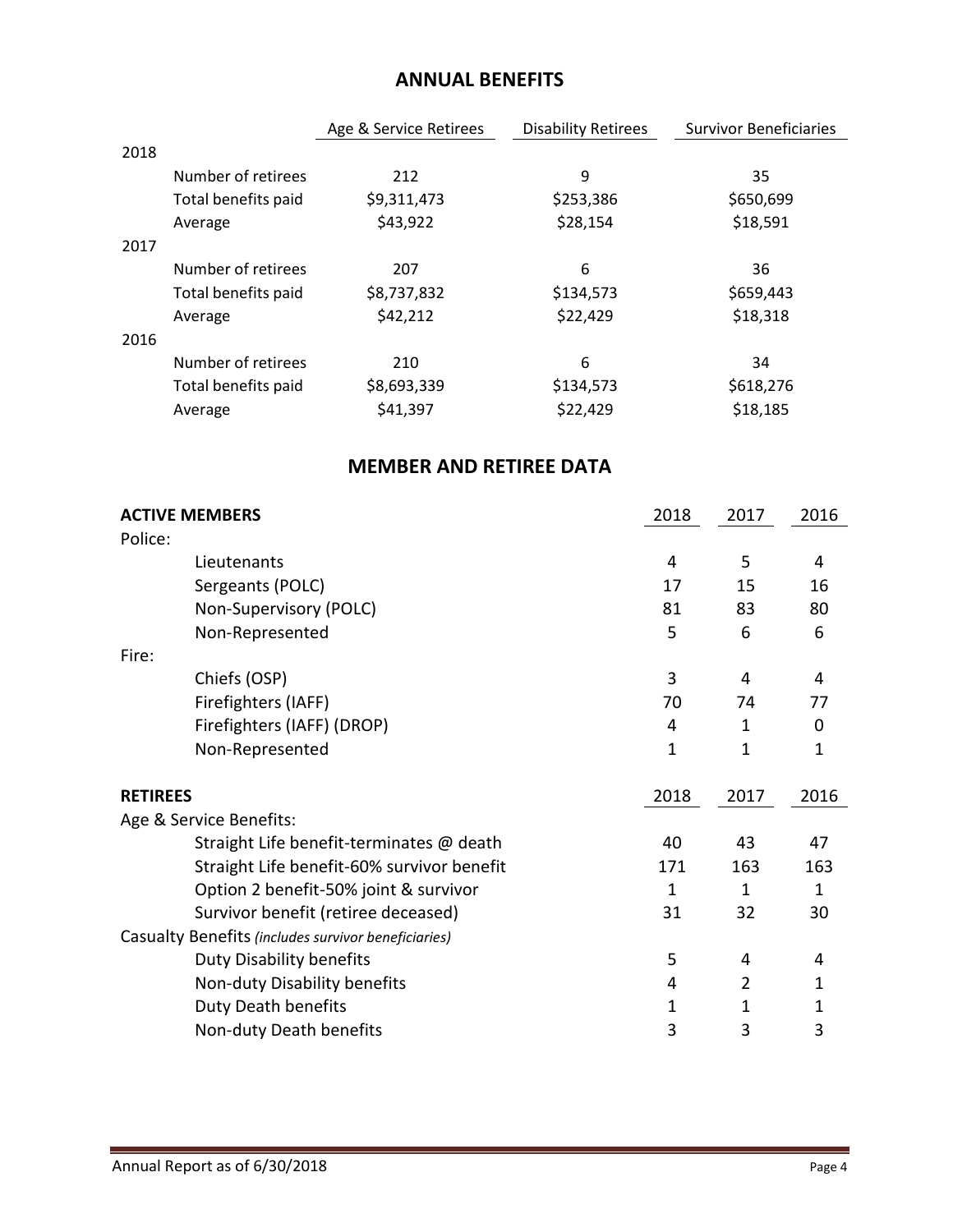## ANNUAL BENEFITS

| | | Age & Service Retirees | Disability Retirees | Survivor Beneficiaries |
|---|---|---|---|---|
| 2018 | | | | |
| | Number of retirees | 212 | 9 | 35 |
| | Total benefits paid | $9,311,473 | $253,386 | $650,699 |
| | Average | $43,922 | $28,154 | $18,591 |
| 2017 | | | | |
| | Number of retirees | 207 | 6 | 36 |
| | Total benefits paid | $8,737,832 | $134,573 | $659,443 |
| | Average | $42,212 | $22,429 | $18,318 |
| 2016 | | | | |
| | Number of retirees | 210 | 6 | 34 |
| | Total benefits paid | $8,693,339 | $134,573 | $618,276 |
| | Average | $41,397 | $22,429 | $18,185 |

## MEMBER AND RETIREE DATA

| **ACTIVE MEMBERS** | 2018 | 2017 | 2016 |
|---|---|---|---|
| Police: | | | |
| Lieutenants | 4 | 5 | 4 |
| Sergeants (POLC) | 17 | 15 | 16 |
| Non-Supervisory (POLC) | 81 | 83 | 80 |
| Non-Represented | 5 | 6 | 6 |
| Fire: | | | |
| Chiefs (OSP) | 3 | 4 | 4 |
| Firefighters (IAFF) | 70 | 74 | 77 |
| Firefighters (IAFF) (DROP) | 4 | 1 | 0 |
| Non-Represented | 1 | 1 | 1 |

| **RETIREES** | 2018 | 2017 | 2016 |
|---|---|---|---|
| Age & Service Benefits: | | | |
| Straight Life benefit-terminates @ death | 40 | 43 | 47 |
| Straight Life benefit-60% survivor benefit | 171 | 163 | 163 |
| Option 2 benefit-50% joint & survivor | 1 | 1 | 1 |
| Survivor benefit (retiree deceased) | 31 | 32 | 30 |
| Casualty Benefits *(includes survivor beneficiaries)* | | | |
| Duty Disability benefits | 5 | 4 | 4 |
| Non-duty Disability benefits | 4 | 2 | 1 |
| Duty Death benefits | 1 | 1 | 1 |
| Non-duty Death benefits | 3 | 3 | 3 |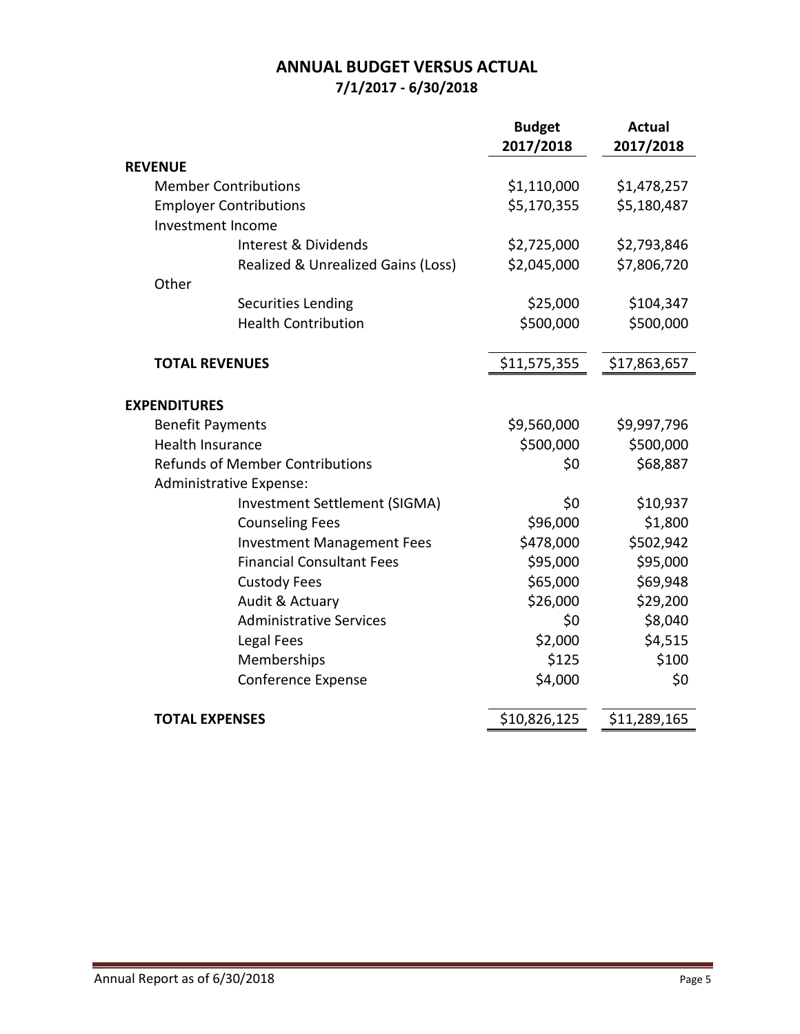# ANNUAL BUDGET VERSUS ACTUAL

## 7/1/2017 - 6/30/2018

| | Budget 2017/2018 | Actual 2017/2018 |
|---|---|---|
| **REVENUE** | | |
| Member Contributions | $1,110,000 | $1,478,257 |
| Employer Contributions | $5,170,355 | $5,180,487 |
| Investment Income | | |
| Interest & Dividends | $2,725,000 | $2,793,846 |
| Realized & Unrealized Gains (Loss) | $2,045,000 | $7,806,720 |
| Other | | |
| Securities Lending | $25,000 | $104,347 |
| Health Contribution | $500,000 | $500,000 |
| **TOTAL REVENUES** | $11,575,355 | $17,863,657 |
| **EXPENDITURES** | | |
| Benefit Payments | $9,560,000 | $9,997,796 |
| Health Insurance | $500,000 | $500,000 |
| Refunds of Member Contributions | $0 | $68,887 |
| Administrative Expense: | | |
| Investment Settlement (SIGMA) | $0 | $10,937 |
| Counseling Fees | $96,000 | $1,800 |
| Investment Management Fees | $478,000 | $502,942 |
| Financial Consultant Fees | $95,000 | $95,000 |
| Custody Fees | $65,000 | $69,948 |
| Audit & Actuary | $26,000 | $29,200 |
| Administrative Services | $0 | $8,040 |
| Legal Fees | $2,000 | $4,515 |
| Memberships | $125 | $100 |
| Conference Expense | $4,000 | $0 |
| **TOTAL EXPENSES** | $10,826,125 | $11,289,165 |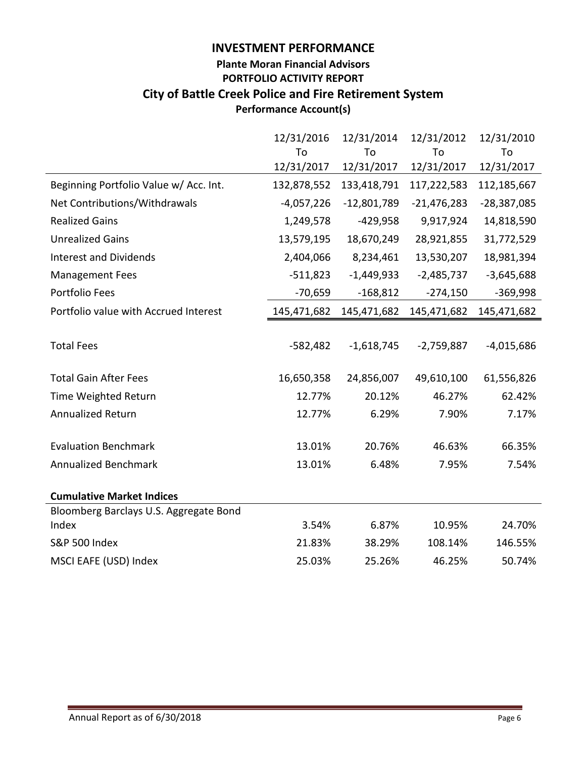# INVESTMENT PERFORMANCE

## Plante Moran Financial Advisors

## PORTFOLIO ACTIVITY REPORT

## City of Battle Creek Police and Fire Retirement System

### Performance Account(s)

| | 12/31/2016 To 12/31/2017 | 12/31/2014 To 12/31/2017 | 12/31/2012 To 12/31/2017 | 12/31/2010 To 12/31/2017 |
|---|---|---|---|---|
| Beginning Portfolio Value w/ Acc. Int. | 132,878,552 | 133,418,791 | 117,222,583 | 112,185,667 |
| Net Contributions/Withdrawals | -4,057,226 | -12,801,789 | -21,476,283 | -28,387,085 |
| Realized Gains | 1,249,578 | -429,958 | 9,917,924 | 14,818,590 |
| Unrealized Gains | 13,579,195 | 18,670,249 | 28,921,855 | 31,772,529 |
| Interest and Dividends | 2,404,066 | 8,234,461 | 13,530,207 | 18,981,394 |
| Management Fees | -511,823 | -1,449,933 | -2,485,737 | -3,645,688 |
| Portfolio Fees | -70,659 | -168,812 | -274,150 | -369,998 |
| Portfolio value with Accrued Interest | 145,471,682 | 145,471,682 | 145,471,682 | 145,471,682 |
| | | | | |
| Total Fees | -582,482 | -1,618,745 | -2,759,887 | -4,015,686 |
| | | | | |
| Total Gain After Fees | 16,650,358 | 24,856,007 | 49,610,100 | 61,556,826 |
| Time Weighted Return | 12.77% | 20.12% | 46.27% | 62.42% |
| Annualized Return | 12.77% | 6.29% | 7.90% | 7.17% |
| | | | | |
| Evaluation Benchmark | 13.01% | 20.76% | 46.63% | 66.35% |
| Annualized Benchmark | 13.01% | 6.48% | 7.95% | 7.54% |
| | | | | |
| **Cumulative Market Indices** | | | | |
| Bloomberg Barclays U.S. Aggregate Bond Index | 3.54% | 6.87% | 10.95% | 24.70% |
| S&P 500 Index | 21.83% | 38.29% | 108.14% | 146.55% |
| MSCI EAFE (USD) Index | 25.03% | 25.26% | 46.25% | 50.74% |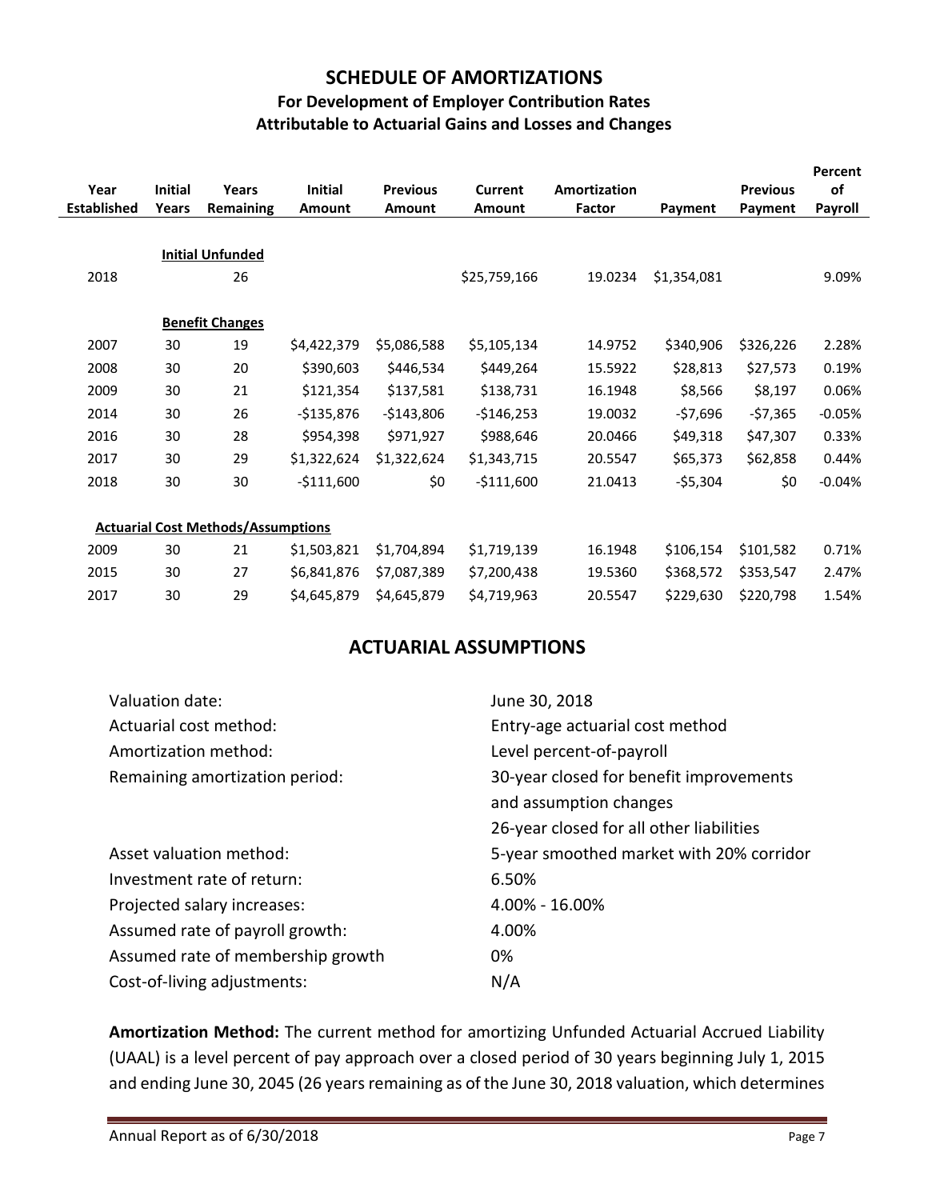## SCHEDULE OF AMORTIZATIONS

### For Development of Employer Contribution Rates Attributable to Actuarial Gains and Losses and Changes

| Year Established | Initial Years | Years Remaining | Initial Amount | Previous Amount | Current Amount | Amortization Factor | Payment | Previous Payment | Percent of Payroll |
|---|---|---|---|---|---|---|---|---|---|
| | | **Initial Unfunded** | | | | | | | |
| 2018 | | 26 | | | $25,759,166 | 19.0234 | $1,354,081 | | 9.09% |
| | | **Benefit Changes** | | | | | | | |
| 2007 | 30 | 19 | $4,422,379 | $5,086,588 | $5,105,134 | 14.9752 | $340,906 | $326,226 | 2.28% |
| 2008 | 30 | 20 | $390,603 | $446,534 | $449,264 | 15.5922 | $28,813 | $27,573 | 0.19% |
| 2009 | 30 | 21 | $121,354 | $137,581 | $138,731 | 16.1948 | $8,566 | $8,197 | 0.06% |
| 2014 | 30 | 26 | -$135,876 | -$143,806 | -$146,253 | 19.0032 | -$7,696 | -$7,365 | -0.05% |
| 2016 | 30 | 28 | $954,398 | $971,927 | $988,646 | 20.0466 | $49,318 | $47,307 | 0.33% |
| 2017 | 30 | 29 | $1,322,624 | $1,322,624 | $1,343,715 | 20.5547 | $65,373 | $62,858 | 0.44% |
| 2018 | 30 | 30 | -$111,600 | $0 | -$111,600 | 21.0413 | -$5,304 | $0 | -0.04% |
| **Actuarial Cost Methods/Assumptions** | | | | | | | | | |
| 2009 | 30 | 21 | $1,503,821 | $1,704,894 | $1,719,139 | 16.1948 | $106,154 | $101,582 | 0.71% |
| 2015 | 30 | 27 | $6,841,876 | $7,087,389 | $7,200,438 | 19.5360 | $368,572 | $353,547 | 2.47% |
| 2017 | 30 | 29 | $4,645,879 | $4,645,879 | $4,719,963 | 20.5547 | $229,630 | $220,798 | 1.54% |

## ACTUARIAL ASSUMPTIONS

| | |
|---|---|
| Valuation date: | June 30, 2018 |
| Actuarial cost method: | Entry-age actuarial cost method |
| Amortization method: | Level percent-of-payroll |
| Remaining amortization period: | 30-year closed for benefit improvements and assumption changes<br>26-year closed for all other liabilities |
| Asset valuation method: | 5-year smoothed market with 20% corridor |
| Investment rate of return: | 6.50% |
| Projected salary increases: | 4.00% - 16.00% |
| Assumed rate of payroll growth: | 4.00% |
| Assumed rate of membership growth | 0% |
| Cost-of-living adjustments: | N/A |

**Amortization Method:** The current method for amortizing Unfunded Actuarial Accrued Liability (UAAL) is a level percent of pay approach over a closed period of 30 years beginning July 1, 2015 and ending June 30, 2045 (26 years remaining as of the June 30, 2018 valuation, which determines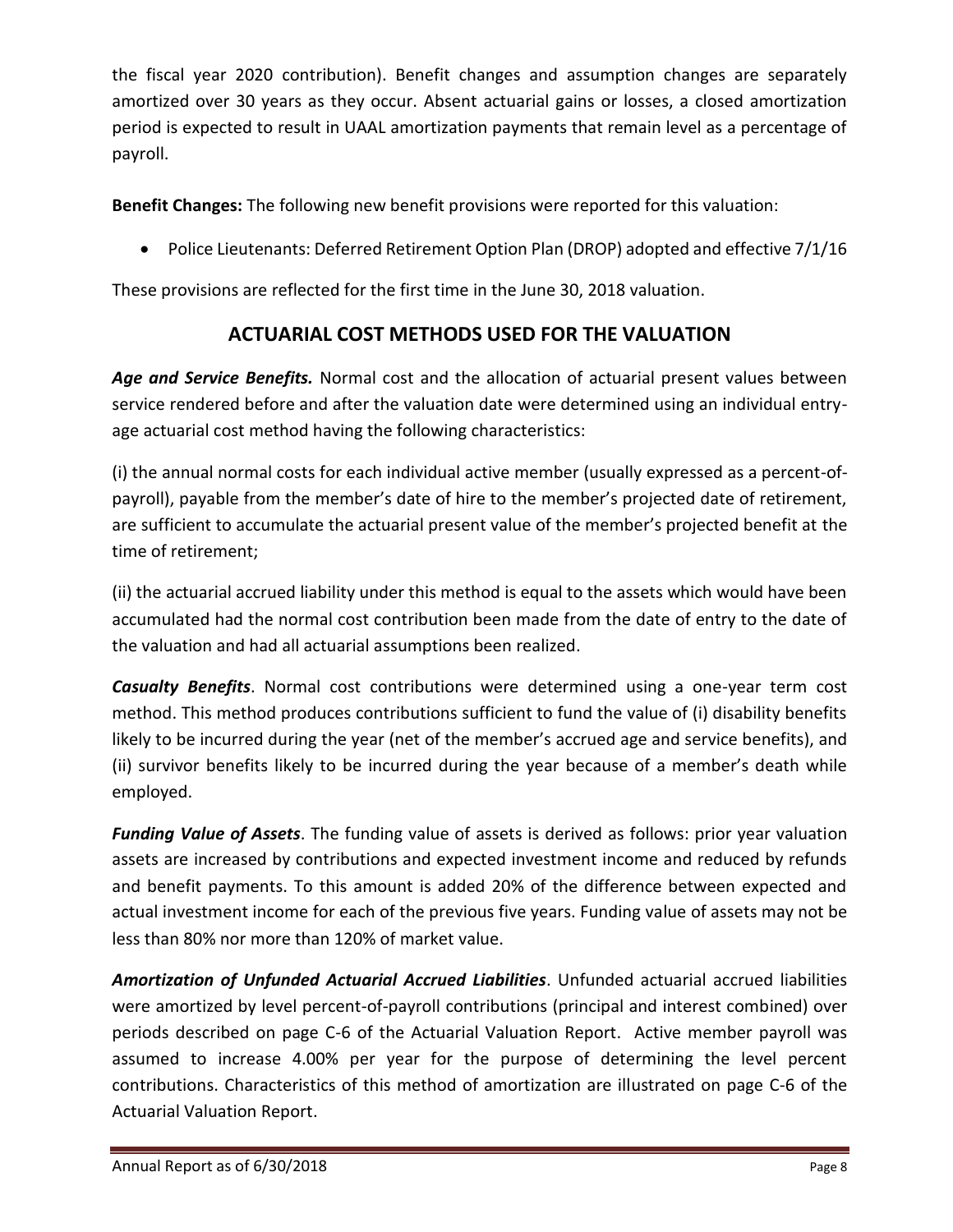the fiscal year 2020 contribution). Benefit changes and assumption changes are separately amortized over 30 years as they occur. Absent actuarial gains or losses, a closed amortization period is expected to result in UAAL amortization payments that remain level as a percentage of payroll.

**Benefit Changes:** The following new benefit provisions were reported for this valuation:

- Police Lieutenants: Deferred Retirement Option Plan (DROP) adopted and effective 7/1/16

These provisions are reflected for the first time in the June 30, 2018 valuation.

## ACTUARIAL COST METHODS USED FOR THE VALUATION

***Age and Service Benefits.*** Normal cost and the allocation of actuarial present values between service rendered before and after the valuation date were determined using an individual entry-age actuarial cost method having the following characteristics:

(i) the annual normal costs for each individual active member (usually expressed as a percent-of-payroll), payable from the member's date of hire to the member's projected date of retirement, are sufficient to accumulate the actuarial present value of the member's projected benefit at the time of retirement;

(ii) the actuarial accrued liability under this method is equal to the assets which would have been accumulated had the normal cost contribution been made from the date of entry to the date of the valuation and had all actuarial assumptions been realized.

***Casualty Benefits***. Normal cost contributions were determined using a one-year term cost method. This method produces contributions sufficient to fund the value of (i) disability benefits likely to be incurred during the year (net of the member's accrued age and service benefits), and (ii) survivor benefits likely to be incurred during the year because of a member's death while employed.

***Funding Value of Assets***. The funding value of assets is derived as follows: prior year valuation assets are increased by contributions and expected investment income and reduced by refunds and benefit payments. To this amount is added 20% of the difference between expected and actual investment income for each of the previous five years. Funding value of assets may not be less than 80% nor more than 120% of market value.

***Amortization of Unfunded Actuarial Accrued Liabilities***. Unfunded actuarial accrued liabilities were amortized by level percent-of-payroll contributions (principal and interest combined) over periods described on page C-6 of the Actuarial Valuation Report. Active member payroll was assumed to increase 4.00% per year for the purpose of determining the level percent contributions. Characteristics of this method of amortization are illustrated on page C-6 of the Actuarial Valuation Report.